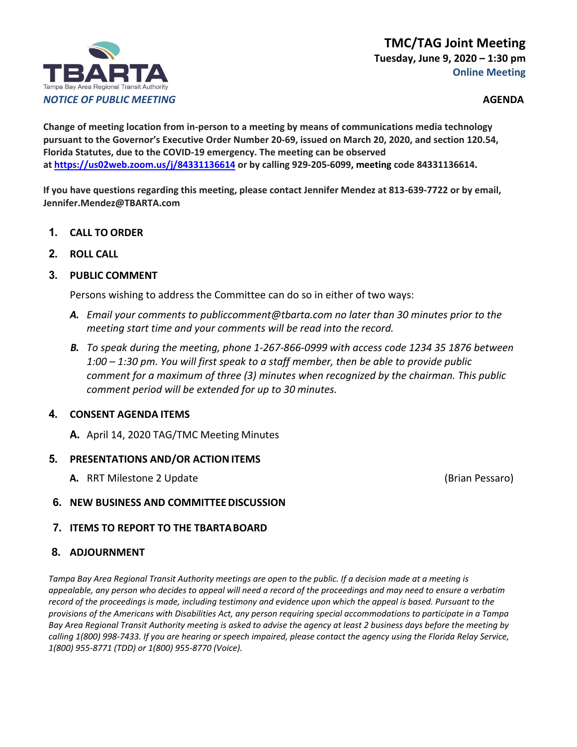TBARTA
Tampa Bay Area Regional Transit Authority

# TMC/TAG Joint Meeting

**Tuesday, June 9, 2020 – 1:30 pm**
**Online Meeting**

*NOTICE OF PUBLIC MEETING*

**AGENDA**

**Change of meeting location from in-person to a meeting by means of communications media technology pursuant to the Governor's Executive Order Number 20-69, issued on March 20, 2020, and section 120.54, Florida Statutes, due to the COVID-19 emergency. The meeting can be observed at https://us02web.zoom.us/j/84331136614 or by calling 929-205-6099, meeting code 84331136614.**

**If you have questions regarding this meeting, please contact Jennifer Mendez at 813-639-7722 or by email, Jennifer.Mendez@TBARTA.com**

1. **CALL TO ORDER**
2. **ROLL CALL**
3. **PUBLIC COMMENT**

   Persons wishing to address the Committee can do so in either of two ways:

   **A.** *Email your comments to publiccomment@tbarta.com no later than 30 minutes prior to the meeting start time and your comments will be read into the record.*

   **B.** *To speak during the meeting, phone 1-267-866-0999 with access code 1234 35 1876 between 1:00 – 1:30 pm. You will first speak to a staff member, then be able to provide public comment for a maximum of three (3) minutes when recognized by the chairman. This public comment period will be extended for up to 30 minutes.*

4. **CONSENT AGENDA ITEMS**

   **A.** April 14, 2020 TAG/TMC Meeting Minutes

5. **PRESENTATIONS AND/OR ACTION ITEMS**

   **A.** RRT Milestone 2 Update (Brian Pessaro)

6. **NEW BUSINESS AND COMMITTEE DISCUSSION**
7. **ITEMS TO REPORT TO THE TBARTA BOARD**
8. **ADJOURNMENT**

*Tampa Bay Area Regional Transit Authority meetings are open to the public. If a decision made at a meeting is appealable, any person who decides to appeal will need a record of the proceedings and may need to ensure a verbatim record of the proceedings is made, including testimony and evidence upon which the appeal is based. Pursuant to the provisions of the Americans with Disabilities Act, any person requiring special accommodations to participate in a Tampa Bay Area Regional Transit Authority meeting is asked to advise the agency at least 2 business days before the meeting by calling 1(800) 998-7433. If you are hearing or speech impaired, please contact the agency using the Florida Relay Service, 1(800) 955-8771 (TDD) or 1(800) 955-8770 (Voice).*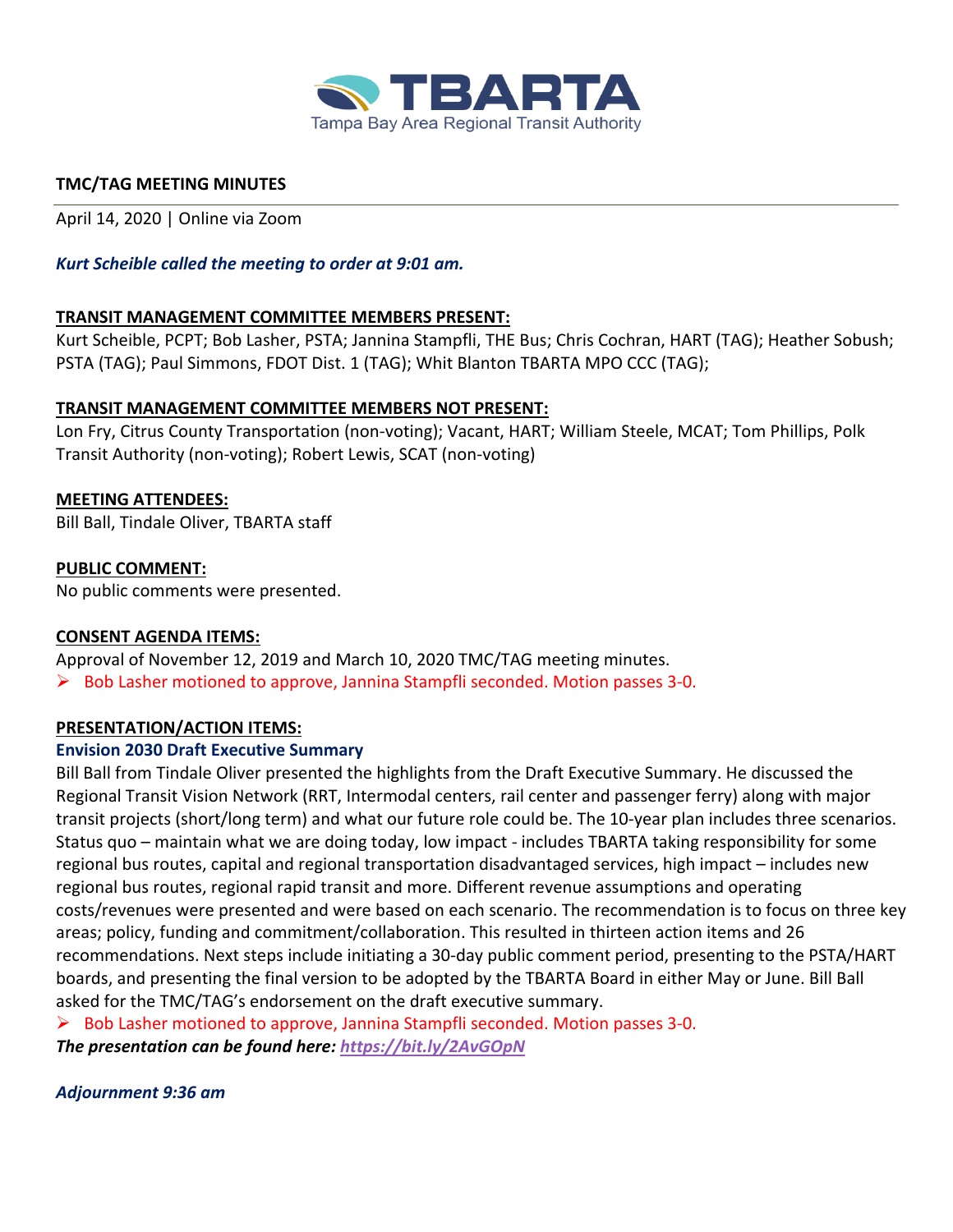TBARTA

Tampa Bay Area Regional Transit Authority

**TMC/TAG MEETING MINUTES**

April 14, 2020 | Online via Zoom

***Kurt Scheible called the meeting to order at 9:01 am.***

**TRANSIT MANAGEMENT COMMITTEE MEMBERS PRESENT:**

Kurt Scheible, PCPT; Bob Lasher, PSTA; Jannina Stampfli, THE Bus; Chris Cochran, HART (TAG); Heather Sobush; PSTA (TAG); Paul Simmons, FDOT Dist. 1 (TAG); Whit Blanton TBARTA MPO CCC (TAG);

**TRANSIT MANAGEMENT COMMITTEE MEMBERS NOT PRESENT:**

Lon Fry, Citrus County Transportation (non-voting); Vacant, HART; William Steele, MCAT; Tom Phillips, Polk Transit Authority (non-voting); Robert Lewis, SCAT (non-voting)

**MEETING ATTENDEES:**

Bill Ball, Tindale Oliver, TBARTA staff

**PUBLIC COMMENT:**

No public comments were presented.

**CONSENT AGENDA ITEMS:**

Approval of November 12, 2019 and March 10, 2020 TMC/TAG meeting minutes.

- Bob Lasher motioned to approve, Jannina Stampfli seconded. Motion passes 3-0.

**PRESENTATION/ACTION ITEMS:**

**Envision 2030 Draft Executive Summary**

Bill Ball from Tindale Oliver presented the highlights from the Draft Executive Summary. He discussed the Regional Transit Vision Network (RRT, Intermodal centers, rail center and passenger ferry) along with major transit projects (short/long term) and what our future role could be. The 10-year plan includes three scenarios. Status quo – maintain what we are doing today, low impact - includes TBARTA taking responsibility for some regional bus routes, capital and regional transportation disadvantaged services, high impact – includes new regional bus routes, regional rapid transit and more. Different revenue assumptions and operating costs/revenues were presented and were based on each scenario. The recommendation is to focus on three key areas; policy, funding and commitment/collaboration. This resulted in thirteen action items and 26 recommendations. Next steps include initiating a 30-day public comment period, presenting to the PSTA/HART boards, and presenting the final version to be adopted by the TBARTA Board in either May or June. Bill Ball asked for the TMC/TAG's endorsement on the draft executive summary.

- Bob Lasher motioned to approve, Jannina Stampfli seconded. Motion passes 3-0.

***The presentation can be found here: https://bit.ly/2AvGOpN***

***Adjournment 9:36 am***